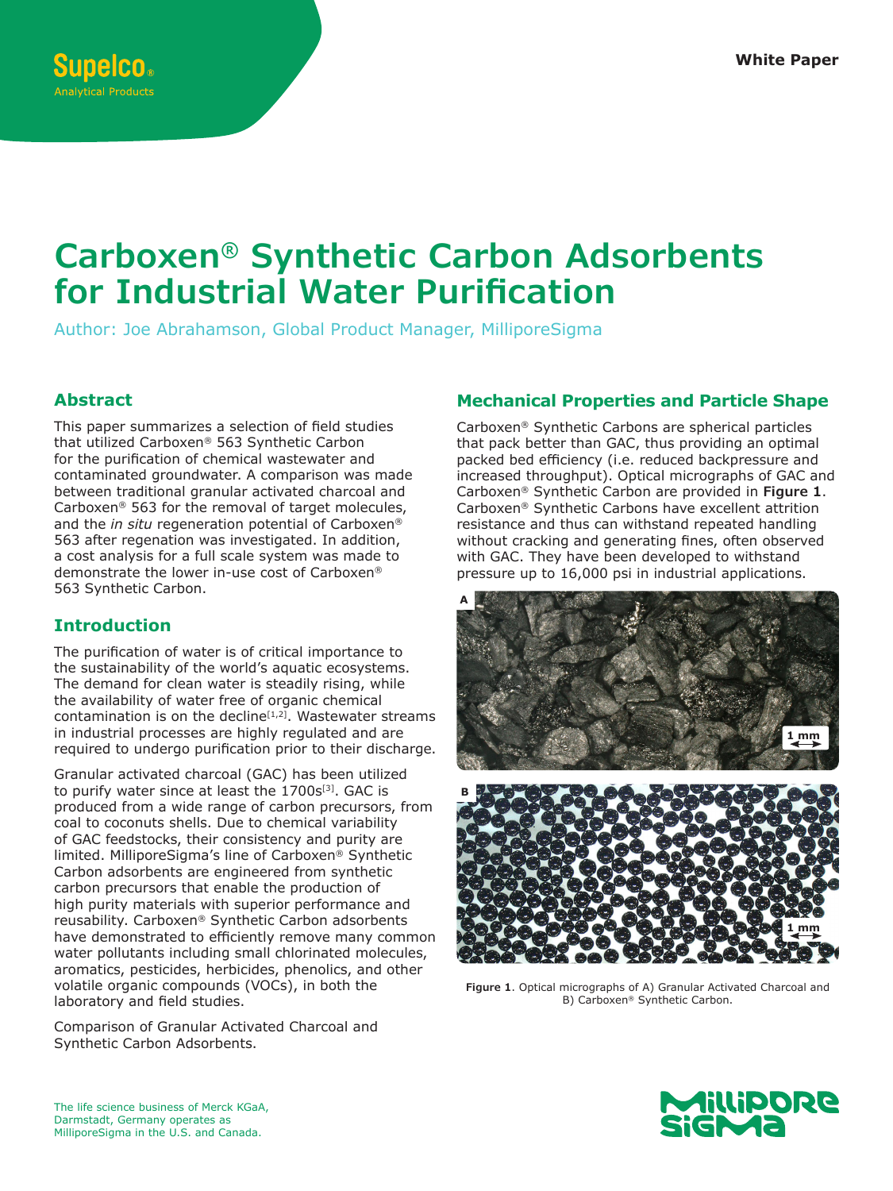# Carboxen® Synthetic Carbon Adsorbents for Industrial Water Purification

Author: Joe Abrahamson, Global Product Manager, MilliporeSigma

## Abstract

This paper summarizes a selection of field studies that utilized Carboxen® 563 Synthetic Carbon for the purification of chemical wastewater and contaminated groundwater. A comparison was made between traditional granular activated charcoal and Carboxen® 563 for the removal of target molecules, and the *in situ* regeneration potential of Carboxen® 563 after regenation was investigated. In addition, a cost analysis for a full scale system was made to demonstrate the lower in-use cost of Carboxen® 563 Synthetic Carbon.

## Introduction

The purification of water is of critical importance to the sustainability of the world's aquatic ecosystems. The demand for clean water is steadily rising, while the availability of water free of organic chemical contamination is on the decline[1,2]. Wastewater streams in industrial processes are highly regulated and are required to undergo purification prior to their discharge.

Granular activated charcoal (GAC) has been utilized to purify water since at least the 1700s[3]. GAC is produced from a wide range of carbon precursors, from coal to coconuts shells. Due to chemical variability of GAC feedstocks, their consistency and purity are limited. MilliporeSigma's line of Carboxen® Synthetic Carbon adsorbents are engineered from synthetic carbon precursors that enable the production of high purity materials with superior performance and reusability. Carboxen® Synthetic Carbon adsorbents have demonstrated to efficiently remove many common water pollutants including small chlorinated molecules, aromatics, pesticides, herbicides, phenolics, and other volatile organic compounds (VOCs), in both the laboratory and field studies.

Comparison of Granular Activated Charcoal and Synthetic Carbon Adsorbents.

## Mechanical Properties and Particle Shape

Carboxen® Synthetic Carbons are spherical particles that pack better than GAC, thus providing an optimal packed bed efficiency (i.e. reduced backpressure and increased throughput). Optical micrographs of GAC and Carboxen® Synthetic Carbon are provided in **Figure 1**. Carboxen® Synthetic Carbons have excellent attrition resistance and thus can withstand repeated handling without cracking and generating fines, often observed with GAC. They have been developed to withstand pressure up to 16,000 psi in industrial applications.

**Figure 1**. Optical micrographs of A) Granular Activated Charcoal and B) Carboxen® Synthetic Carbon.

The life science business of Merck KGaA, Darmstadt, Germany operates as MilliporeSigma in the U.S. and Canada.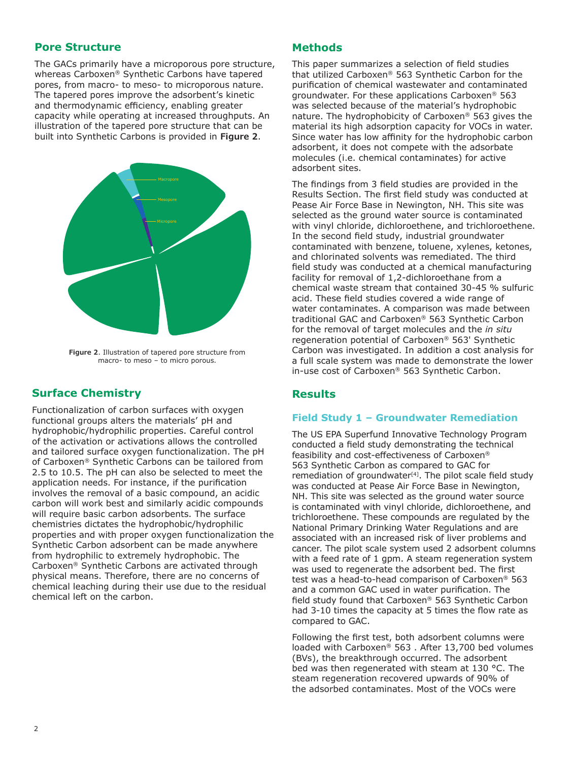## Pore Structure

The GACs primarily have a microporous pore structure, whereas Carboxen® Synthetic Carbons have tapered pores, from macro- to meso- to microporous nature. The tapered pores improve the adsorbent's kinetic and thermodynamic efficiency, enabling greater capacity while operating at increased throughputs. An illustration of the tapered pore structure that can be built into Synthetic Carbons is provided in **Figure 2**.

**Figure 2**. Illustration of tapered pore structure from macro- to meso – to micro porous.

## Surface Chemistry

Functionalization of carbon surfaces with oxygen functional groups alters the materials' pH and hydrophobic/hydrophilic properties. Careful control of the activation or activations allows the controlled and tailored surface oxygen functionalization. The pH of Carboxen® Synthetic Carbons can be tailored from 2.5 to 10.5. The pH can also be selected to meet the application needs. For instance, if the purification involves the removal of a basic compound, an acidic carbon will work best and similarly acidic compounds will require basic carbon adsorbents. The surface chemistries dictates the hydrophobic/hydrophilic properties and with proper oxygen functionalization the Synthetic Carbon adsorbent can be made anywhere from hydrophilic to extremely hydrophobic. The Carboxen® Synthetic Carbons are activated through physical means. Therefore, there are no concerns of chemical leaching during their use due to the residual chemical left on the carbon.

## Methods

This paper summarizes a selection of field studies that utilized Carboxen® 563 Synthetic Carbon for the purification of chemical wastewater and contaminated groundwater. For these applications Carboxen® 563 was selected because of the material's hydrophobic nature. The hydrophobicity of Carboxen® 563 gives the material its high adsorption capacity for VOCs in water. Since water has low affinity for the hydrophobic carbon adsorbent, it does not compete with the adsorbate molecules (i.e. chemical contaminates) for active adsorbent sites.

The findings from 3 field studies are provided in the Results Section. The first field study was conducted at Pease Air Force Base in Newington, NH. This site was selected as the ground water source is contaminated with vinyl chloride, dichloroethene, and trichloroethene. In the second field study, industrial groundwater contaminated with benzene, toluene, xylenes, ketones, and chlorinated solvents was remediated. The third field study was conducted at a chemical manufacturing facility for removal of 1,2-dichloroethane from a chemical waste stream that contained 30-45 % sulfuric acid. These field studies covered a wide range of water contaminates. A comparison was made between traditional GAC and Carboxen® 563 Synthetic Carbon for the removal of target molecules and the *in situ* regeneration potential of Carboxen® 563' Synthetic Carbon was investigated. In addition a cost analysis for a full scale system was made to demonstrate the lower in-use cost of Carboxen® 563 Synthetic Carbon.

## Results

### Field Study 1 – Groundwater Remediation

The US EPA Superfund Innovative Technology Program conducted a field study demonstrating the technical feasibility and cost-effectiveness of Carboxen® 563 Synthetic Carbon as compared to GAC for remediation of groundwater[4]. The pilot scale field study was conducted at Pease Air Force Base in Newington, NH. This site was selected as the ground water source is contaminated with vinyl chloride, dichloroethene, and trichloroethene. These compounds are regulated by the National Primary Drinking Water Regulations and are associated with an increased risk of liver problems and cancer. The pilot scale system used 2 adsorbent columns with a feed rate of 1 gpm. A steam regeneration system was used to regenerate the adsorbent bed. The first test was a head-to-head comparison of Carboxen® 563 and a common GAC used in water purification. The field study found that Carboxen® 563 Synthetic Carbon had 3-10 times the capacity at 5 times the flow rate as compared to GAC.

Following the first test, both adsorbent columns were loaded with Carboxen® 563 . After 13,700 bed volumes (BVs), the breakthrough occurred. The adsorbent bed was then regenerated with steam at 130 °C. The steam regeneration recovered upwards of 90% of the adsorbed contaminates. Most of the VOCs were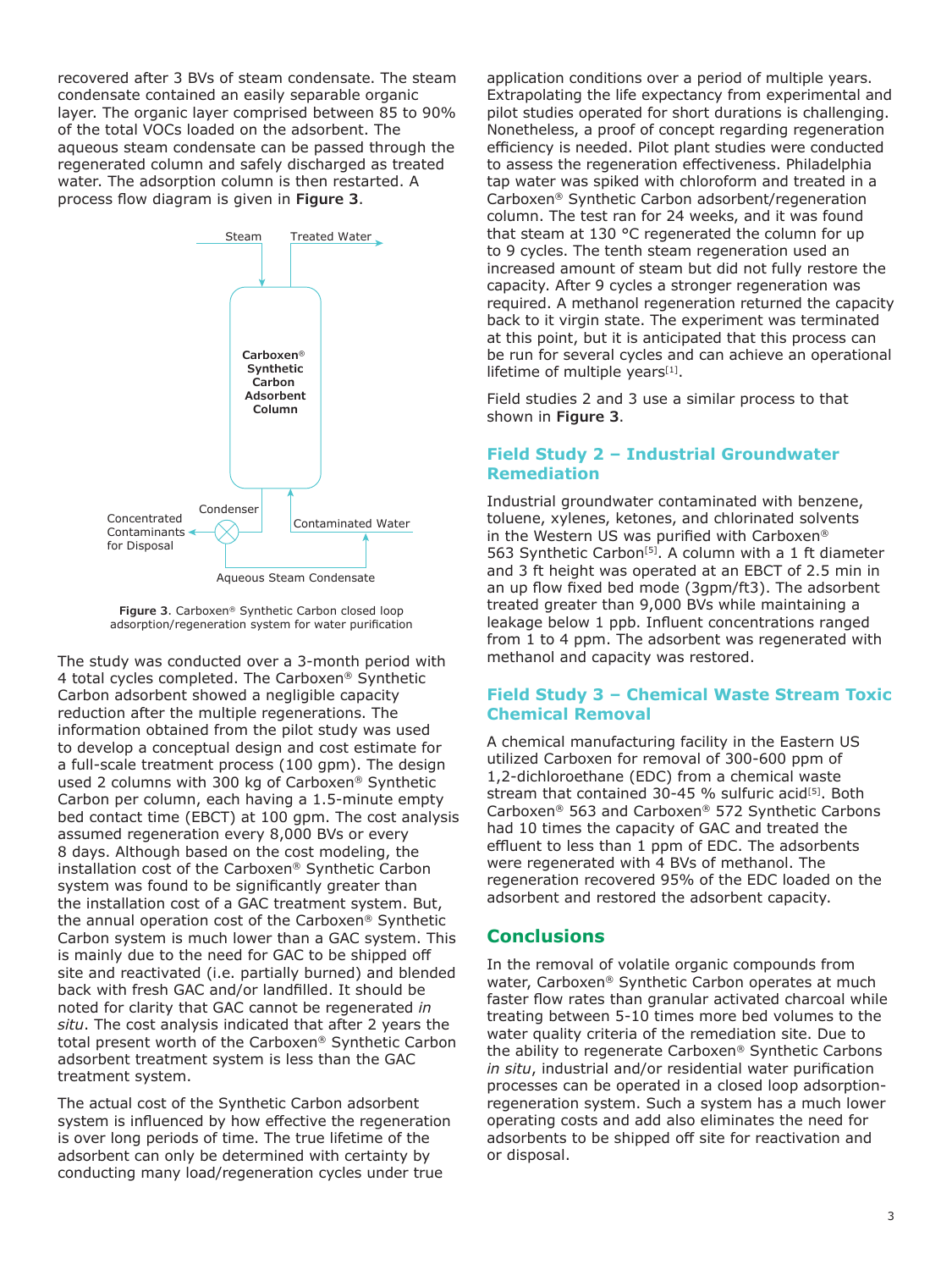recovered after 3 BVs of steam condensate. The steam condensate contained an easily separable organic layer. The organic layer comprised between 85 to 90% of the total VOCs loaded on the adsorbent. The aqueous steam condensate can be passed through the regenerated column and safely discharged as treated water. The adsorption column is then restarted. A process flow diagram is given in **Figure 3**.

**Figure 3**. Carboxen® Synthetic Carbon closed loop adsorption/regeneration system for water purification

The study was conducted over a 3-month period with 4 total cycles completed. The Carboxen® Synthetic Carbon adsorbent showed a negligible capacity reduction after the multiple regenerations. The information obtained from the pilot study was used to develop a conceptual design and cost estimate for a full-scale treatment process (100 gpm). The design used 2 columns with 300 kg of Carboxen® Synthetic Carbon per column, each having a 1.5-minute empty bed contact time (EBCT) at 100 gpm. The cost analysis assumed regeneration every 8,000 BVs or every 8 days. Although based on the cost modeling, the installation cost of the Carboxen® Synthetic Carbon system was found to be significantly greater than the installation cost of a GAC treatment system. But, the annual operation cost of the Carboxen® Synthetic Carbon system is much lower than a GAC system. This is mainly due to the need for GAC to be shipped off site and reactivated (i.e. partially burned) and blended back with fresh GAC and/or landfilled. It should be noted for clarity that GAC cannot be regenerated *in situ*. The cost analysis indicated that after 2 years the total present worth of the Carboxen® Synthetic Carbon adsorbent treatment system is less than the GAC treatment system.

The actual cost of the Synthetic Carbon adsorbent system is influenced by how effective the regeneration is over long periods of time. The true lifetime of the adsorbent can only be determined with certainty by conducting many load/regeneration cycles under true application conditions over a period of multiple years. Extrapolating the life expectancy from experimental and pilot studies operated for short durations is challenging. Nonetheless, a proof of concept regarding regeneration efficiency is needed. Pilot plant studies were conducted to assess the regeneration effectiveness. Philadelphia tap water was spiked with chloroform and treated in a Carboxen® Synthetic Carbon adsorbent/regeneration column. The test ran for 24 weeks, and it was found that steam at 130 °C regenerated the column for up to 9 cycles. The tenth steam regeneration used an increased amount of steam but did not fully restore the capacity. After 9 cycles a stronger regeneration was required. A methanol regeneration returned the capacity back to it virgin state. The experiment was terminated at this point, but it is anticipated that this process can be run for several cycles and can achieve an operational lifetime of multiple years[1].

Field studies 2 and 3 use a similar process to that shown in **Figure 3**.

## Field Study 2 – Industrial Groundwater Remediation

Industrial groundwater contaminated with benzene, toluene, xylenes, ketones, and chlorinated solvents in the Western US was purified with Carboxen® 563 Synthetic Carbon[5]. A column with a 1 ft diameter and 3 ft height was operated at an EBCT of 2.5 min in an up flow fixed bed mode (3gpm/ft3). The adsorbent treated greater than 9,000 BVs while maintaining a leakage below 1 ppb. Influent concentrations ranged from 1 to 4 ppm. The adsorbent was regenerated with methanol and capacity was restored.

## Field Study 3 – Chemical Waste Stream Toxic Chemical Removal

A chemical manufacturing facility in the Eastern US utilized Carboxen for removal of 300-600 ppm of 1,2-dichloroethane (EDC) from a chemical waste stream that contained 30-45 % sulfuric acid[5]. Both Carboxen® 563 and Carboxen® 572 Synthetic Carbons had 10 times the capacity of GAC and treated the effluent to less than 1 ppm of EDC. The adsorbents were regenerated with 4 BVs of methanol. The regeneration recovered 95% of the EDC loaded on the adsorbent and restored the adsorbent capacity.

## Conclusions

In the removal of volatile organic compounds from water, Carboxen® Synthetic Carbon operates at much faster flow rates than granular activated charcoal while treating between 5-10 times more bed volumes to the water quality criteria of the remediation site. Due to the ability to regenerate Carboxen® Synthetic Carbons *in situ*, industrial and/or residential water purification processes can be operated in a closed loop adsorption-regeneration system. Such a system has a much lower operating costs and add also eliminates the need for adsorbents to be shipped off site for reactivation and or disposal.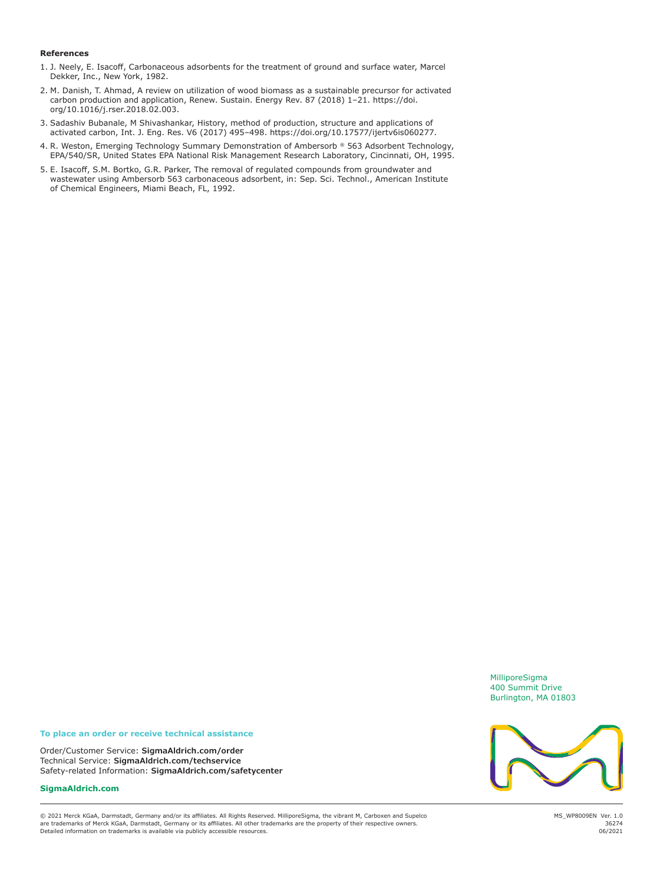**References**

1. J. Neely, E. Isacoff, Carbonaceous adsorbents for the treatment of ground and surface water, Marcel Dekker, Inc., New York, 1982.
2. M. Danish, T. Ahmad, A review on utilization of wood biomass as a sustainable precursor for activated carbon production and application, Renew. Sustain. Energy Rev. 87 (2018) 1–21. https://doi.org/10.1016/j.rser.2018.02.003.
3. Sadashiv Bubanale, M Shivashankar, History, method of production, structure and applications of activated carbon, Int. J. Eng. Res. V6 (2017) 495–498. https://doi.org/10.17577/ijertv6is060277.
4. R. Weston, Emerging Technology Summary Demonstration of Ambersorb ® 563 Adsorbent Technology, EPA/540/SR, United States EPA National Risk Management Research Laboratory, Cincinnati, OH, 1995.
5. E. Isacoff, S.M. Bortko, G.R. Parker, The removal of regulated compounds from groundwater and wastewater using Ambersorb 563 carbonaceous adsorbent, in: Sep. Sci. Technol., American Institute of Chemical Engineers, Miami Beach, FL, 1992.

MilliporeSigma
400 Summit Drive
Burlington, MA 01803

**To place an order or receive technical assistance**

Order/Customer Service: **SigmaAldrich.com/order**
Technical Service: **SigmaAldrich.com/techservice**
Safety-related Information: **SigmaAldrich.com/safetycenter**

**SigmaAldrich.com**

© 2021 Merck KGaA, Darmstadt, Germany and/or its affiliates. All Rights Reserved. MilliporeSigma, the vibrant M, Carboxen and Supelco are trademarks of Merck KGaA, Darmstadt, Germany or its affiliates. All other trademarks are the property of their respective owners. Detailed information on trademarks is available via publicly accessible resources.

MS_WP8009EN Ver. 1.0
36274
06/2021